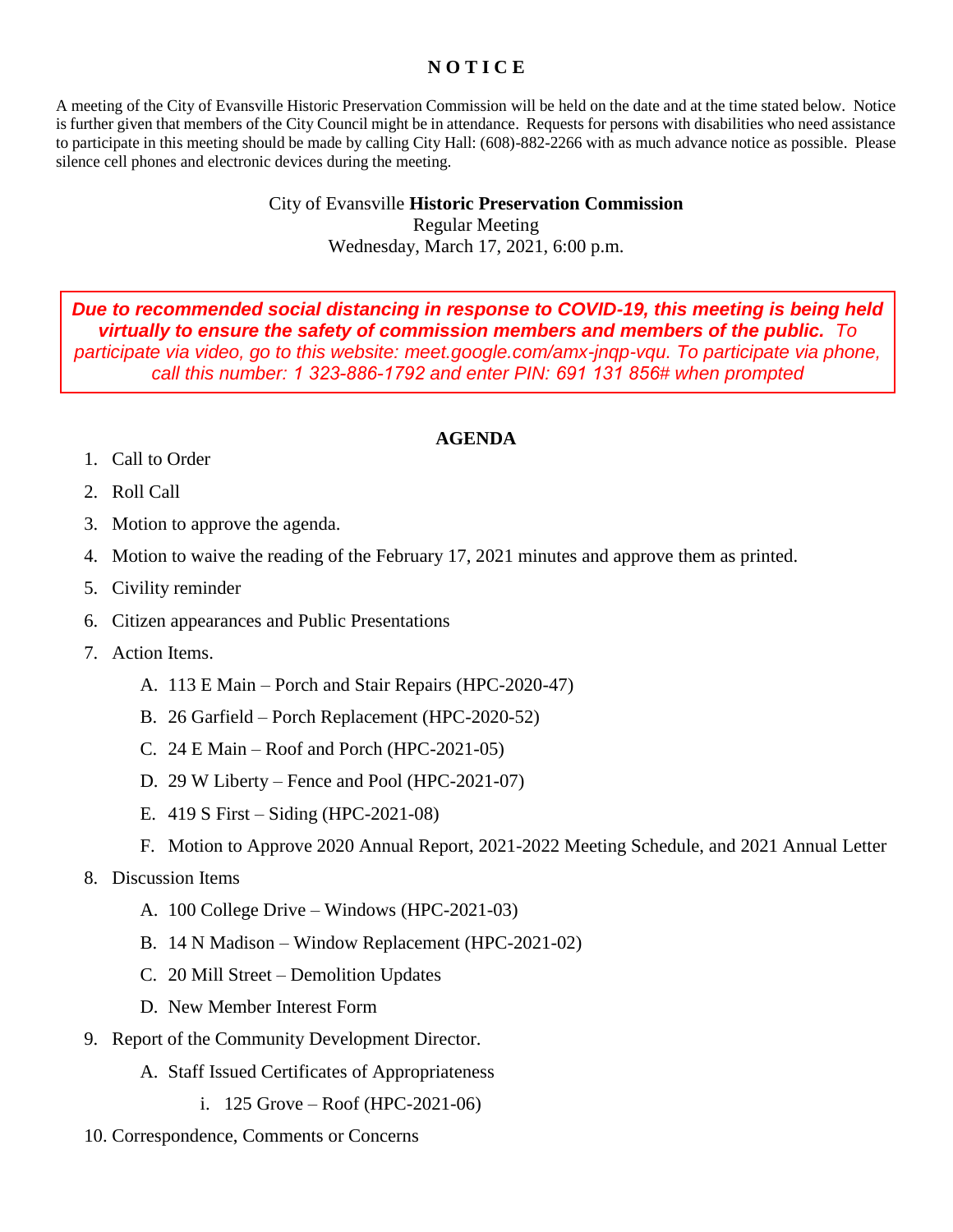# N O T I C E

A meeting of the City of Evansville Historic Preservation Commission will be held on the date and at the time stated below. Notice is further given that members of the City Council might be in attendance. Requests for persons with disabilities who need assistance to participate in this meeting should be made by calling City Hall: (608)-882-2266 with as much advance notice as possible. Please silence cell phones and electronic devices during the meeting.

City of Evansville **Historic Preservation Commission**
Regular Meeting
Wednesday, March 17, 2021, 6:00 p.m.

***Due to recommended social distancing in response to COVID-19, this meeting is being held virtually to ensure the safety of commission members and members of the public.*** *To participate via video, go to this website: meet.google.com/amx-jnqp-vqu. To participate via phone, call this number: 1 323-886-1792 and enter PIN: 691 131 856# when prompted*

## AGENDA

1. Call to Order
2. Roll Call
3. Motion to approve the agenda.
4. Motion to waive the reading of the February 17, 2021 minutes and approve them as printed.
5. Civility reminder
6. Citizen appearances and Public Presentations
7. Action Items.
   - A. 113 E Main – Porch and Stair Repairs (HPC-2020-47)
   - B. 26 Garfield – Porch Replacement (HPC-2020-52)
   - C. 24 E Main – Roof and Porch (HPC-2021-05)
   - D. 29 W Liberty – Fence and Pool (HPC-2021-07)
   - E. 419 S First – Siding (HPC-2021-08)
   - F. Motion to Approve 2020 Annual Report, 2021-2022 Meeting Schedule, and 2021 Annual Letter
8. Discussion Items
   - A. 100 College Drive – Windows (HPC-2021-03)
   - B. 14 N Madison – Window Replacement (HPC-2021-02)
   - C. 20 Mill Street – Demolition Updates
   - D. New Member Interest Form
9. Report of the Community Development Director.
   - A. Staff Issued Certificates of Appropriateness
     - i. 125 Grove – Roof (HPC-2021-06)
10. Correspondence, Comments or Concerns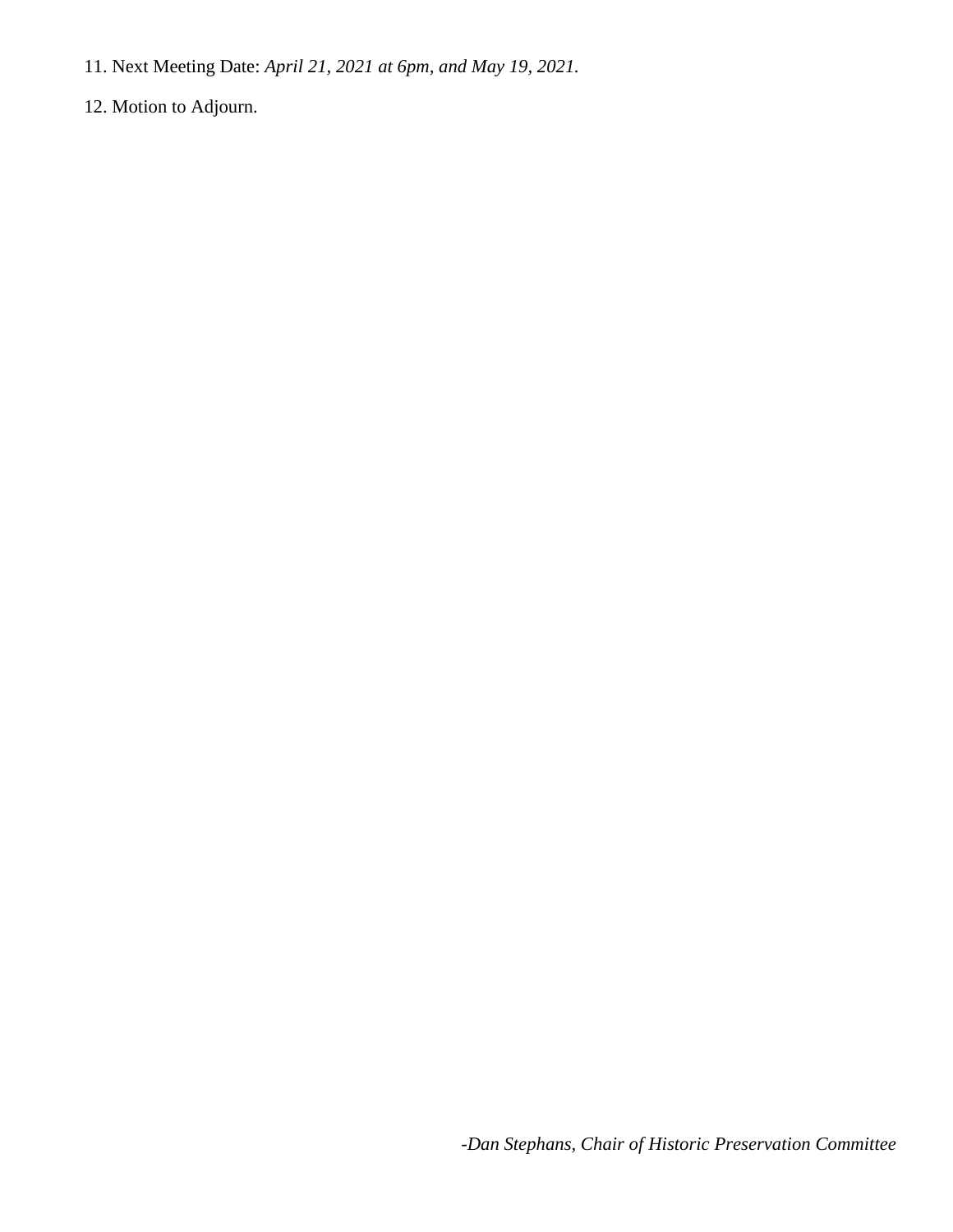11. Next Meeting Date: *April 21, 2021 at 6pm, and May 19, 2021.*

12. Motion to Adjourn.

*-Dan Stephans, Chair of Historic Preservation Committee*